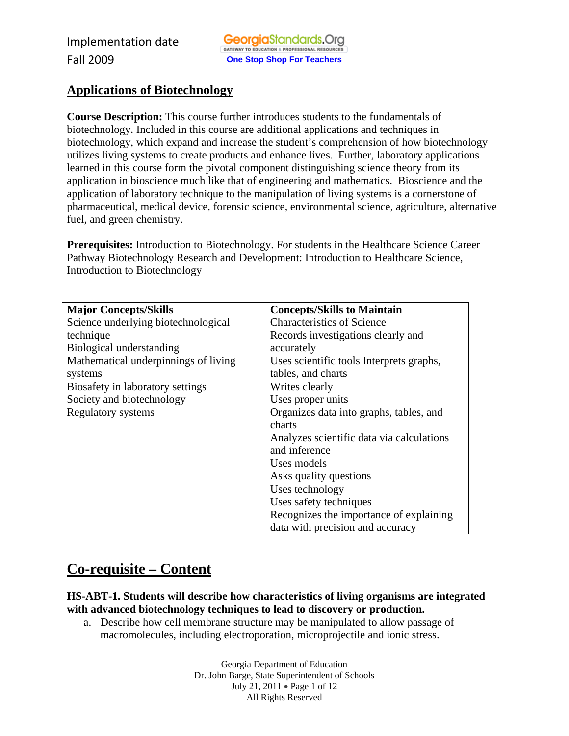Implementation date
Fall 2009

GeorgiaStandards.Org
GATEWAY TO EDUCATION & PROFESSIONAL RESOURCES
One Stop Shop For Teachers

# Applications of Biotechnology

**Course Description:** This course further introduces students to the fundamentals of biotechnology. Included in this course are additional applications and techniques in biotechnology, which expand and increase the student's comprehension of how biotechnology utilizes living systems to create products and enhance lives. Further, laboratory applications learned in this course form the pivotal component distinguishing science theory from its application in bioscience much like that of engineering and mathematics. Bioscience and the application of laboratory technique to the manipulation of living systems is a cornerstone of pharmaceutical, medical device, forensic science, environmental science, agriculture, alternative fuel, and green chemistry.

**Prerequisites:** Introduction to Biotechnology. For students in the Healthcare Science Career Pathway Biotechnology Research and Development: Introduction to Healthcare Science, Introduction to Biotechnology

| Major Concepts/Skills | Concepts/Skills to Maintain |
|---|---|
| Science underlying biotechnological technique<br>Biological understanding<br>Mathematical underpinnings of living systems<br>Biosafety in laboratory settings<br>Society and biotechnology<br>Regulatory systems | Characteristics of Science<br>Records investigations clearly and accurately<br>Uses scientific tools Interprets graphs, tables, and charts<br>Writes clearly<br>Uses proper units<br>Organizes data into graphs, tables, and charts<br>Analyzes scientific data via calculations and inference<br>Uses models<br>Asks quality questions<br>Uses technology<br>Uses safety techniques<br>Recognizes the importance of explaining data with precision and accuracy |

## Co-requisite – Content

**HS-ABT-1. Students will describe how characteristics of living organisms are integrated with advanced biotechnology techniques to lead to discovery or production.**

a. Describe how cell membrane structure may be manipulated to allow passage of macromolecules, including electroporation, microprojectile and ionic stress.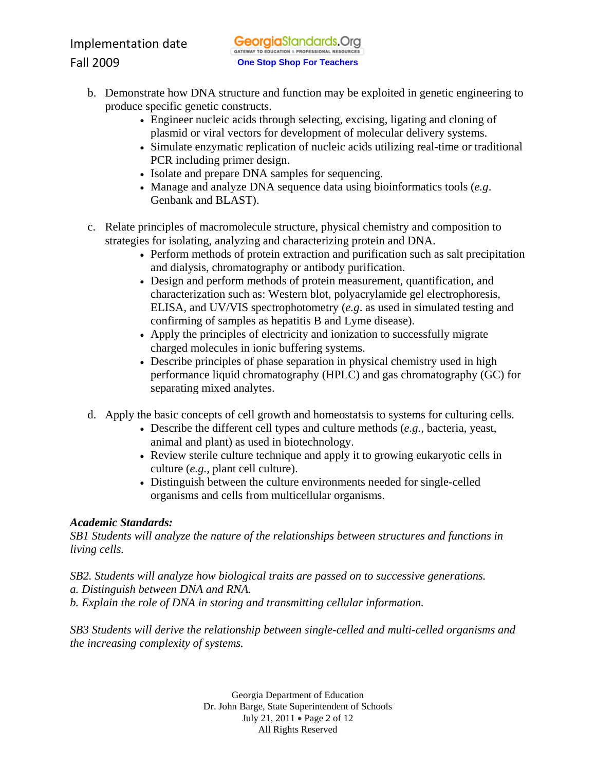b. Demonstrate how DNA structure and function may be exploited in genetic engineering to produce specific genetic constructs.
   - Engineer nucleic acids through selecting, excising, ligating and cloning of plasmid or viral vectors for development of molecular delivery systems.
   - Simulate enzymatic replication of nucleic acids utilizing real-time or traditional PCR including primer design.
   - Isolate and prepare DNA samples for sequencing.
   - Manage and analyze DNA sequence data using bioinformatics tools (*e.g*. Genbank and BLAST).

c. Relate principles of macromolecule structure, physical chemistry and composition to strategies for isolating, analyzing and characterizing protein and DNA.
   - Perform methods of protein extraction and purification such as salt precipitation and dialysis, chromatography or antibody purification.
   - Design and perform methods of protein measurement, quantification, and characterization such as: Western blot, polyacrylamide gel electrophoresis, ELISA, and UV/VIS spectrophotometry (*e.g*. as used in simulated testing and confirming of samples as hepatitis B and Lyme disease).
   - Apply the principles of electricity and ionization to successfully migrate charged molecules in ionic buffering systems.
   - Describe principles of phase separation in physical chemistry used in high performance liquid chromatography (HPLC) and gas chromatography (GC) for separating mixed analytes.

d. Apply the basic concepts of cell growth and homeostatsis to systems for culturing cells.
   - Describe the different cell types and culture methods (*e.g.*, bacteria, yeast, animal and plant) as used in biotechnology.
   - Review sterile culture technique and apply it to growing eukaryotic cells in culture (*e.g.*, plant cell culture).
   - Distinguish between the culture environments needed for single-celled organisms and cells from multicellular organisms.

***Academic Standards:***

*SB1 Students will analyze the nature of the relationships between structures and functions in living cells.*

*SB2. Students will analyze how biological traits are passed on to successive generations.*
*a. Distinguish between DNA and RNA.*
*b. Explain the role of DNA in storing and transmitting cellular information.*

*SB3 Students will derive the relationship between single-celled and multi-celled organisms and the increasing complexity of systems.*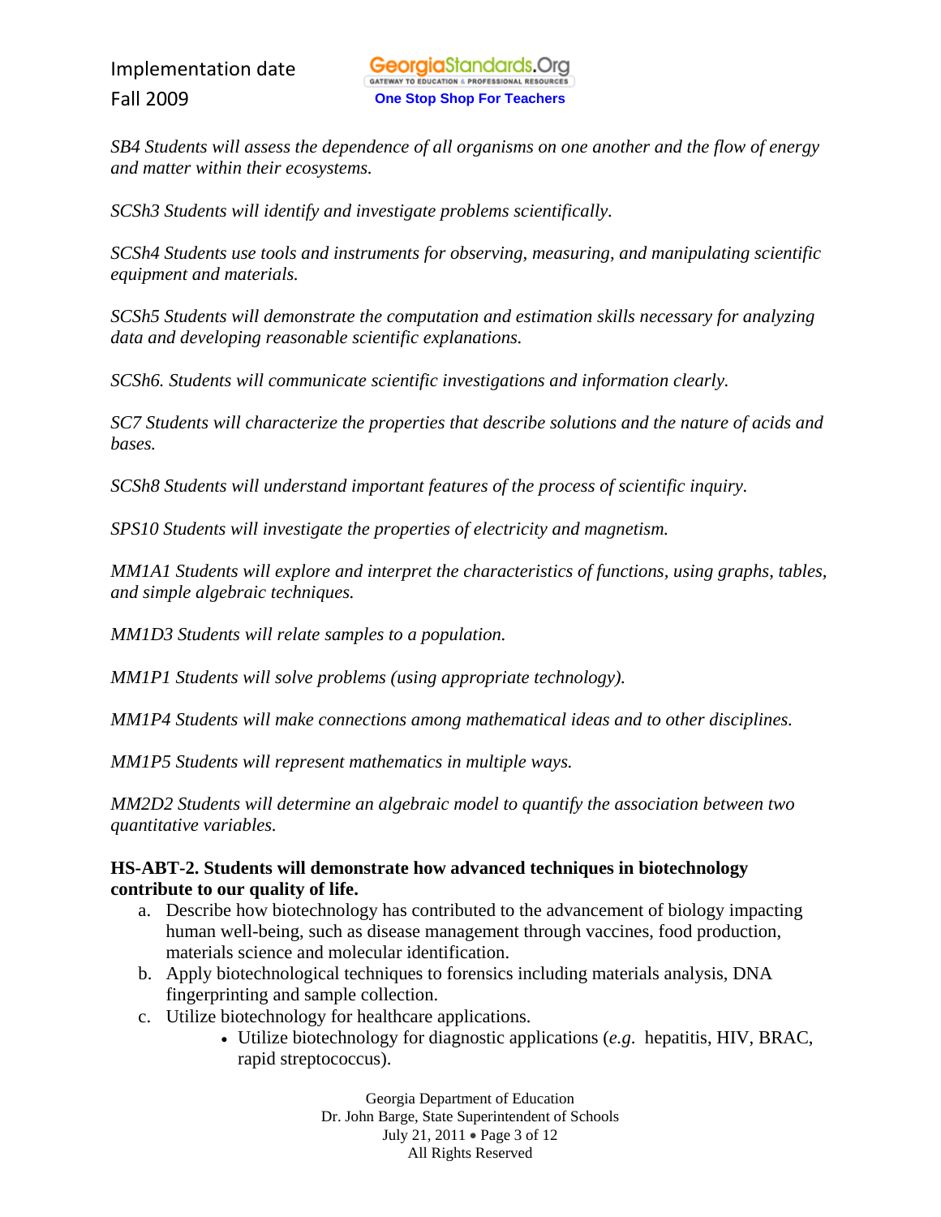*SB4 Students will assess the dependence of all organisms on one another and the flow of energy and matter within their ecosystems.*

*SCSh3 Students will identify and investigate problems scientifically.*

*SCSh4 Students use tools and instruments for observing, measuring, and manipulating scientific equipment and materials.*

*SCSh5 Students will demonstrate the computation and estimation skills necessary for analyzing data and developing reasonable scientific explanations.*

*SCSh6. Students will communicate scientific investigations and information clearly.*

*SC7 Students will characterize the properties that describe solutions and the nature of acids and bases.*

*SCSh8 Students will understand important features of the process of scientific inquiry.*

*SPS10 Students will investigate the properties of electricity and magnetism.*

*MM1A1 Students will explore and interpret the characteristics of functions, using graphs, tables, and simple algebraic techniques.*

*MM1D3 Students will relate samples to a population.*

*MM1P1 Students will solve problems (using appropriate technology).*

*MM1P4 Students will make connections among mathematical ideas and to other disciplines.*

*MM1P5 Students will represent mathematics in multiple ways.*

*MM2D2 Students will determine an algebraic model to quantify the association between two quantitative variables.*

**HS-ABT-2. Students will demonstrate how advanced techniques in biotechnology contribute to our quality of life.**

a. Describe how biotechnology has contributed to the advancement of biology impacting human well-being, such as disease management through vaccines, food production, materials science and molecular identification.
b. Apply biotechnological techniques to forensics including materials analysis, DNA fingerprinting and sample collection.
c. Utilize biotechnology for healthcare applications.
    - Utilize biotechnology for diagnostic applications (*e.g.* hepatitis, HIV, BRAC, rapid streptococcus).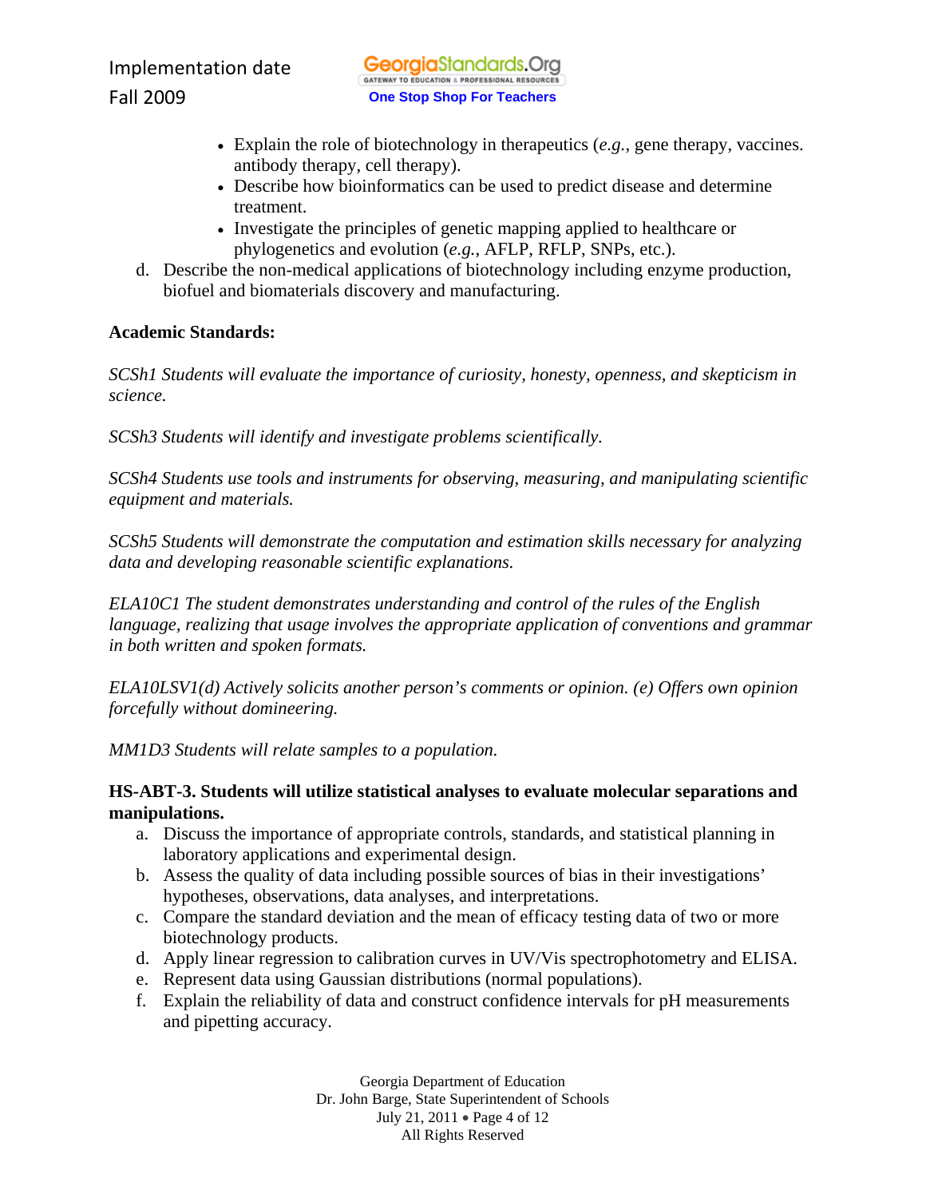- Explain the role of biotechnology in therapeutics (*e.g.*, gene therapy, vaccines. antibody therapy, cell therapy).
- Describe how bioinformatics can be used to predict disease and determine treatment.
- Investigate the principles of genetic mapping applied to healthcare or phylogenetics and evolution (*e.g.*, AFLP, RFLP, SNPs, etc.).

d. Describe the non-medical applications of biotechnology including enzyme production, biofuel and biomaterials discovery and manufacturing.

**Academic Standards:**

*SCSh1 Students will evaluate the importance of curiosity, honesty, openness, and skepticism in science.*

*SCSh3 Students will identify and investigate problems scientifically.*

*SCSh4 Students use tools and instruments for observing, measuring, and manipulating scientific equipment and materials.*

*SCSh5 Students will demonstrate the computation and estimation skills necessary for analyzing data and developing reasonable scientific explanations.*

*ELA10C1 The student demonstrates understanding and control of the rules of the English language, realizing that usage involves the appropriate application of conventions and grammar in both written and spoken formats.*

*ELA10LSV1(d) Actively solicits another person's comments or opinion. (e) Offers own opinion forcefully without domineering.*

*MM1D3 Students will relate samples to a population.*

**HS-ABT-3. Students will utilize statistical analyses to evaluate molecular separations and manipulations.**

a. Discuss the importance of appropriate controls, standards, and statistical planning in laboratory applications and experimental design.
b. Assess the quality of data including possible sources of bias in their investigations' hypotheses, observations, data analyses, and interpretations.
c. Compare the standard deviation and the mean of efficacy testing data of two or more biotechnology products.
d. Apply linear regression to calibration curves in UV/Vis spectrophotometry and ELISA.
e. Represent data using Gaussian distributions (normal populations).
f. Explain the reliability of data and construct confidence intervals for pH measurements and pipetting accuracy.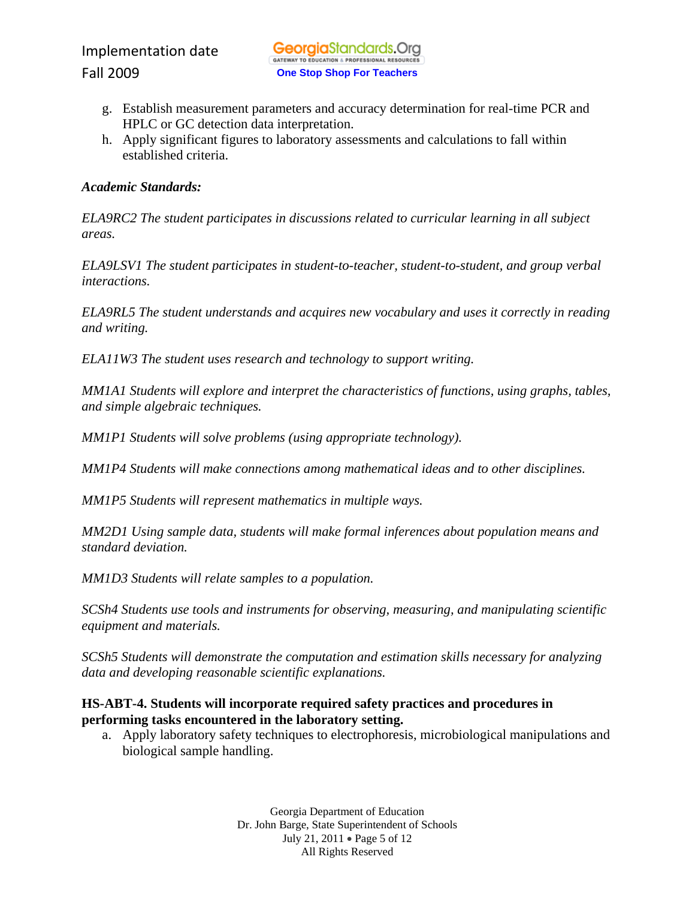g. Establish measurement parameters and accuracy determination for real-time PCR and HPLC or GC detection data interpretation.
h. Apply significant figures to laboratory assessments and calculations to fall within established criteria.

***Academic Standards:***

*ELA9RC2 The student participates in discussions related to curricular learning in all subject areas.*

*ELA9LSV1 The student participates in student-to-teacher, student-to-student, and group verbal interactions.*

*ELA9RL5 The student understands and acquires new vocabulary and uses it correctly in reading and writing.*

*ELA11W3 The student uses research and technology to support writing.*

*MM1A1 Students will explore and interpret the characteristics of functions, using graphs, tables, and simple algebraic techniques.*

*MM1P1 Students will solve problems (using appropriate technology).*

*MM1P4 Students will make connections among mathematical ideas and to other disciplines.*

*MM1P5 Students will represent mathematics in multiple ways.*

*MM2D1 Using sample data, students will make formal inferences about population means and standard deviation.*

*MM1D3 Students will relate samples to a population.*

*SCSh4 Students use tools and instruments for observing, measuring, and manipulating scientific equipment and materials.*

*SCSh5 Students will demonstrate the computation and estimation skills necessary for analyzing data and developing reasonable scientific explanations.*

**HS-ABT-4. Students will incorporate required safety practices and procedures in performing tasks encountered in the laboratory setting.**

a. Apply laboratory safety techniques to electrophoresis, microbiological manipulations and biological sample handling.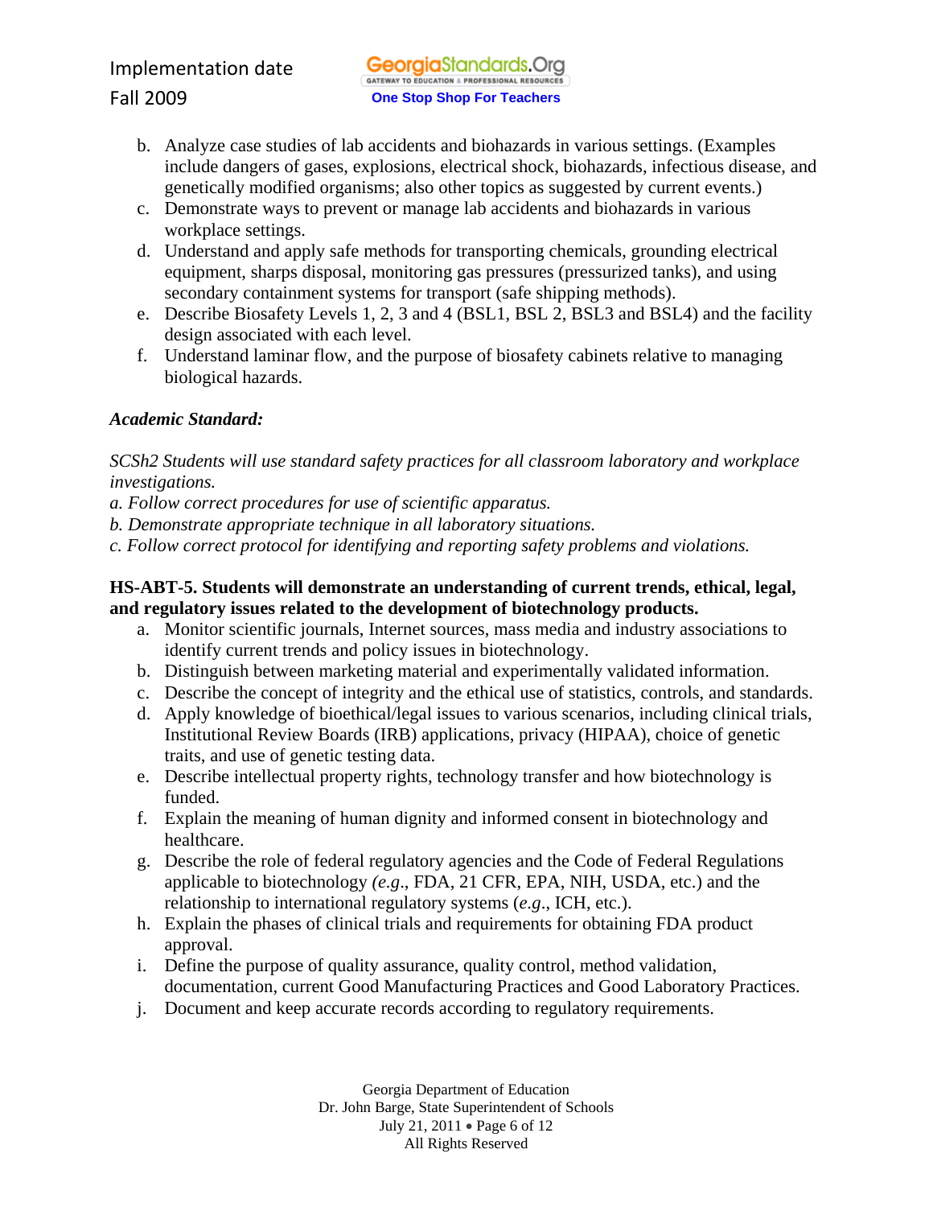b. Analyze case studies of lab accidents and biohazards in various settings. (Examples include dangers of gases, explosions, electrical shock, biohazards, infectious disease, and genetically modified organisms; also other topics as suggested by current events.)
c. Demonstrate ways to prevent or manage lab accidents and biohazards in various workplace settings.
d. Understand and apply safe methods for transporting chemicals, grounding electrical equipment, sharps disposal, monitoring gas pressures (pressurized tanks), and using secondary containment systems for transport (safe shipping methods).
e. Describe Biosafety Levels 1, 2, 3 and 4 (BSL1, BSL 2, BSL3 and BSL4) and the facility design associated with each level.
f. Understand laminar flow, and the purpose of biosafety cabinets relative to managing biological hazards.

*Academic Standard:*

*SCSh2 Students will use standard safety practices for all classroom laboratory and workplace investigations.*
*a. Follow correct procedures for use of scientific apparatus.*
*b. Demonstrate appropriate technique in all laboratory situations.*
*c. Follow correct protocol for identifying and reporting safety problems and violations.*

**HS-ABT-5. Students will demonstrate an understanding of current trends, ethical, legal, and regulatory issues related to the development of biotechnology products.**

a. Monitor scientific journals, Internet sources, mass media and industry associations to identify current trends and policy issues in biotechnology.
b. Distinguish between marketing material and experimentally validated information.
c. Describe the concept of integrity and the ethical use of statistics, controls, and standards.
d. Apply knowledge of bioethical/legal issues to various scenarios, including clinical trials, Institutional Review Boards (IRB) applications, privacy (HIPAA), choice of genetic traits, and use of genetic testing data.
e. Describe intellectual property rights, technology transfer and how biotechnology is funded.
f. Explain the meaning of human dignity and informed consent in biotechnology and healthcare.
g. Describe the role of federal regulatory agencies and the Code of Federal Regulations applicable to biotechnology *(e.g*., FDA, 21 CFR, EPA, NIH, USDA, etc.) and the relationship to international regulatory systems (*e.g*., ICH, etc.).
h. Explain the phases of clinical trials and requirements for obtaining FDA product approval.
i. Define the purpose of quality assurance, quality control, method validation, documentation, current Good Manufacturing Practices and Good Laboratory Practices.
j. Document and keep accurate records according to regulatory requirements.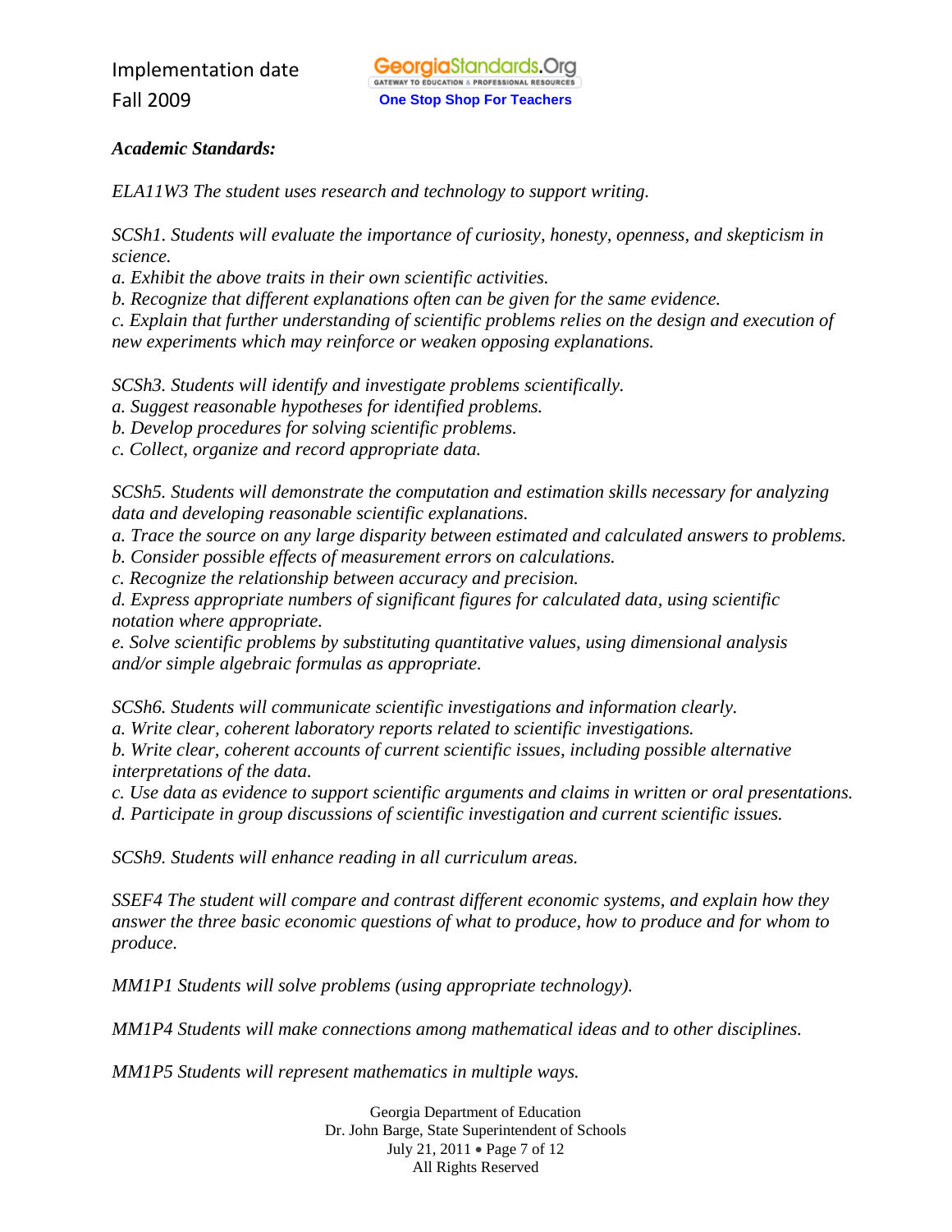***Academic Standards:***

*ELA11W3 The student uses research and technology to support writing.*

*SCSh1. Students will evaluate the importance of curiosity, honesty, openness, and skepticism in science.*
*a. Exhibit the above traits in their own scientific activities.*
*b. Recognize that different explanations often can be given for the same evidence.*
*c. Explain that further understanding of scientific problems relies on the design and execution of new experiments which may reinforce or weaken opposing explanations.*

*SCSh3. Students will identify and investigate problems scientifically.*
*a. Suggest reasonable hypotheses for identified problems.*
*b. Develop procedures for solving scientific problems.*
*c. Collect, organize and record appropriate data.*

*SCSh5. Students will demonstrate the computation and estimation skills necessary for analyzing data and developing reasonable scientific explanations.*
*a. Trace the source on any large disparity between estimated and calculated answers to problems.*
*b. Consider possible effects of measurement errors on calculations.*
*c. Recognize the relationship between accuracy and precision.*
*d. Express appropriate numbers of significant figures for calculated data, using scientific notation where appropriate.*
*e. Solve scientific problems by substituting quantitative values, using dimensional analysis and/or simple algebraic formulas as appropriate.*

*SCSh6. Students will communicate scientific investigations and information clearly.*
*a. Write clear, coherent laboratory reports related to scientific investigations.*
*b. Write clear, coherent accounts of current scientific issues, including possible alternative interpretations of the data.*
*c. Use data as evidence to support scientific arguments and claims in written or oral presentations.*
*d. Participate in group discussions of scientific investigation and current scientific issues.*

*SCSh9. Students will enhance reading in all curriculum areas.*

*SSEF4 The student will compare and contrast different economic systems, and explain how they answer the three basic economic questions of what to produce, how to produce and for whom to produce.*

*MM1P1 Students will solve problems (using appropriate technology).*

*MM1P4 Students will make connections among mathematical ideas and to other disciplines.*

*MM1P5 Students will represent mathematics in multiple ways.*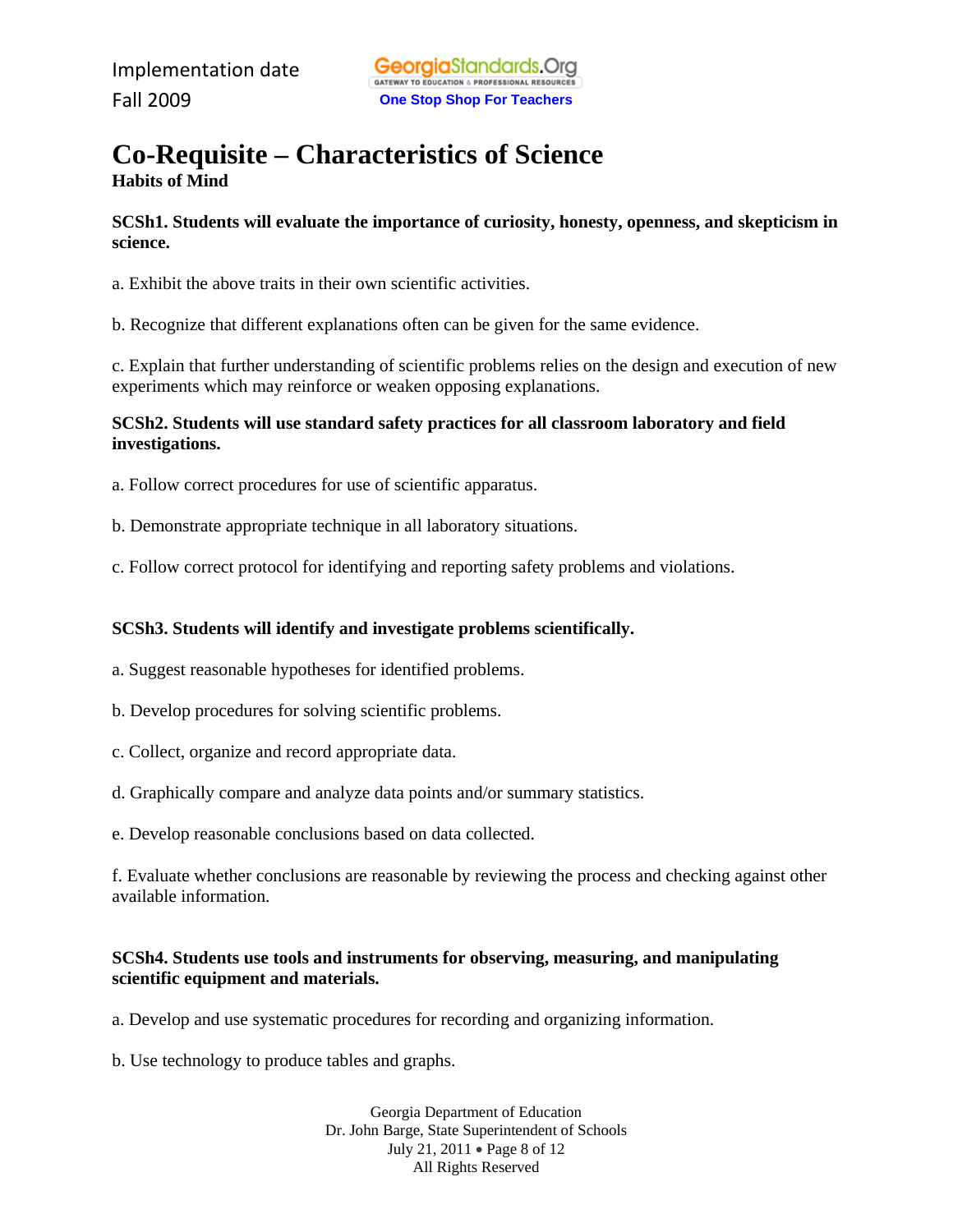# Co-Requisite – Characteristics of Science

**Habits of Mind**

**SCSh1. Students will evaluate the importance of curiosity, honesty, openness, and skepticism in science.**

a. Exhibit the above traits in their own scientific activities.

b. Recognize that different explanations often can be given for the same evidence.

c. Explain that further understanding of scientific problems relies on the design and execution of new experiments which may reinforce or weaken opposing explanations.

**SCSh2. Students will use standard safety practices for all classroom laboratory and field investigations.**

a. Follow correct procedures for use of scientific apparatus.

b. Demonstrate appropriate technique in all laboratory situations.

c. Follow correct protocol for identifying and reporting safety problems and violations.

**SCSh3. Students will identify and investigate problems scientifically.**

a. Suggest reasonable hypotheses for identified problems.

b. Develop procedures for solving scientific problems.

c. Collect, organize and record appropriate data.

d. Graphically compare and analyze data points and/or summary statistics.

e. Develop reasonable conclusions based on data collected.

f. Evaluate whether conclusions are reasonable by reviewing the process and checking against other available information.

**SCSh4. Students use tools and instruments for observing, measuring, and manipulating scientific equipment and materials.**

a. Develop and use systematic procedures for recording and organizing information.

b. Use technology to produce tables and graphs.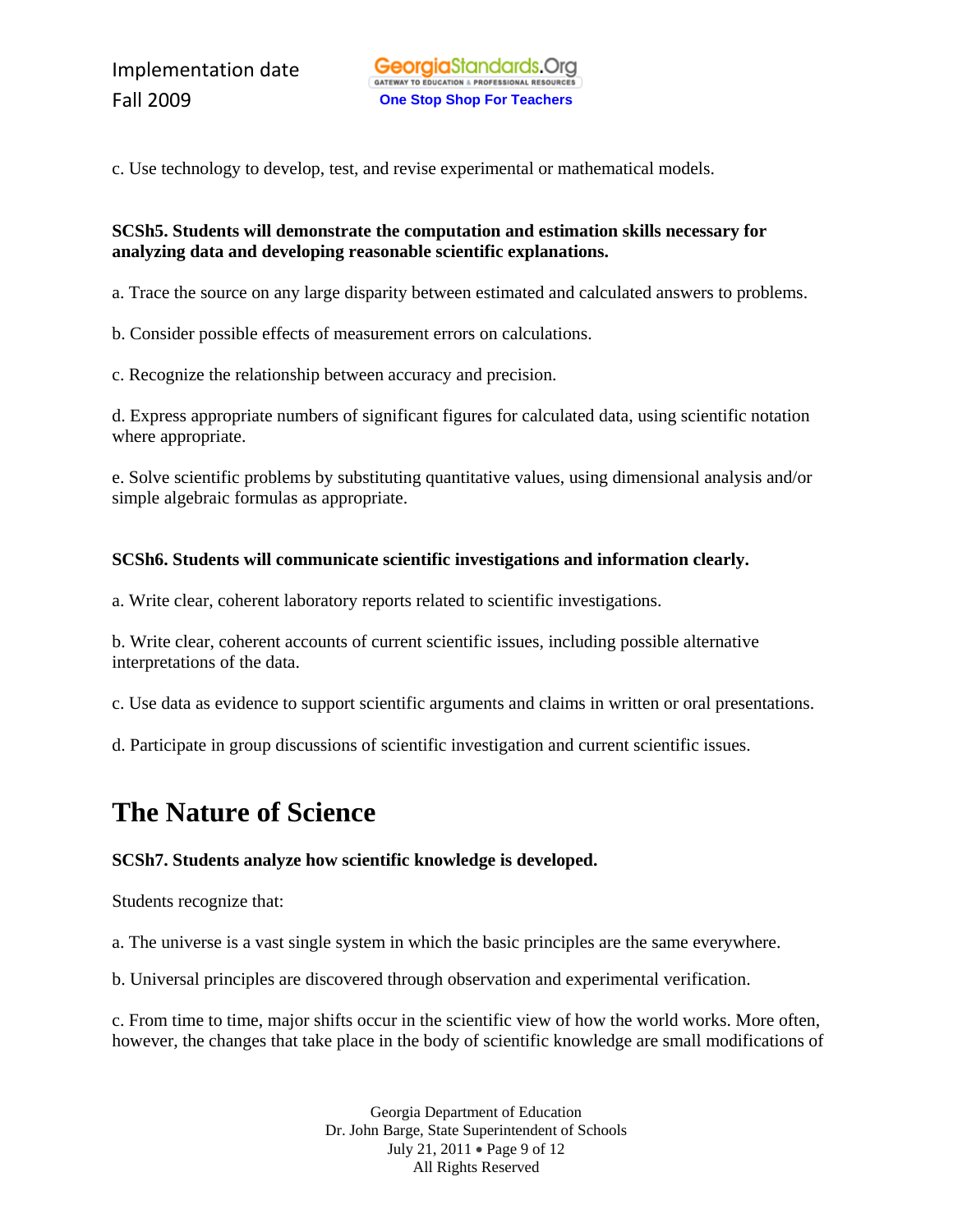c. Use technology to develop, test, and revise experimental or mathematical models.

**SCSh5. Students will demonstrate the computation and estimation skills necessary for analyzing data and developing reasonable scientific explanations.**

a. Trace the source on any large disparity between estimated and calculated answers to problems.

b. Consider possible effects of measurement errors on calculations.

c. Recognize the relationship between accuracy and precision.

d. Express appropriate numbers of significant figures for calculated data, using scientific notation where appropriate.

e. Solve scientific problems by substituting quantitative values, using dimensional analysis and/or simple algebraic formulas as appropriate.

**SCSh6. Students will communicate scientific investigations and information clearly.**

a. Write clear, coherent laboratory reports related to scientific investigations.

b. Write clear, coherent accounts of current scientific issues, including possible alternative interpretations of the data.

c. Use data as evidence to support scientific arguments and claims in written or oral presentations.

d. Participate in group discussions of scientific investigation and current scientific issues.

# The Nature of Science

**SCSh7. Students analyze how scientific knowledge is developed.**

Students recognize that:

a. The universe is a vast single system in which the basic principles are the same everywhere.

b. Universal principles are discovered through observation and experimental verification.

c. From time to time, major shifts occur in the scientific view of how the world works. More often, however, the changes that take place in the body of scientific knowledge are small modifications of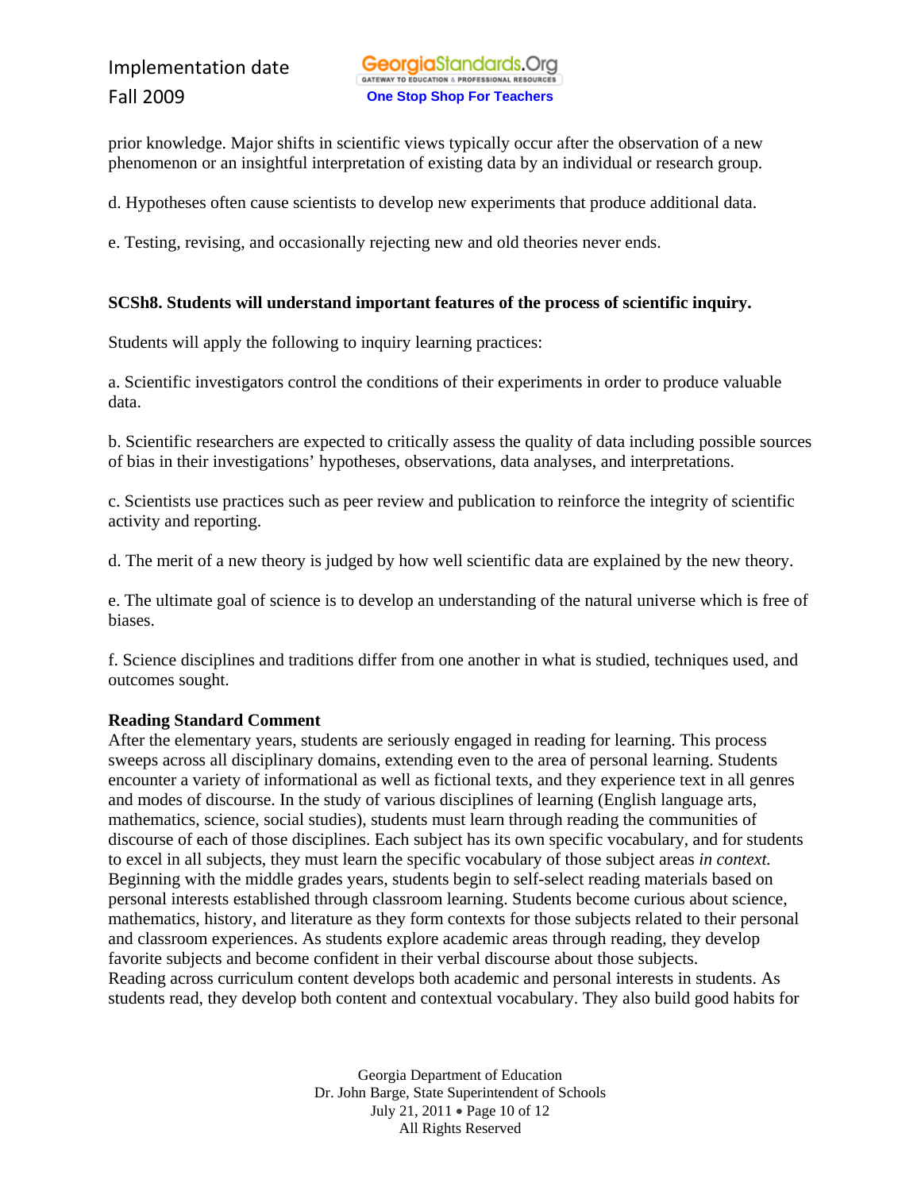prior knowledge. Major shifts in scientific views typically occur after the observation of a new phenomenon or an insightful interpretation of existing data by an individual or research group.

d. Hypotheses often cause scientists to develop new experiments that produce additional data.

e. Testing, revising, and occasionally rejecting new and old theories never ends.

**SCSh8. Students will understand important features of the process of scientific inquiry.**

Students will apply the following to inquiry learning practices:

a. Scientific investigators control the conditions of their experiments in order to produce valuable data.

b. Scientific researchers are expected to critically assess the quality of data including possible sources of bias in their investigations' hypotheses, observations, data analyses, and interpretations.

c. Scientists use practices such as peer review and publication to reinforce the integrity of scientific activity and reporting.

d. The merit of a new theory is judged by how well scientific data are explained by the new theory.

e. The ultimate goal of science is to develop an understanding of the natural universe which is free of biases.

f. Science disciplines and traditions differ from one another in what is studied, techniques used, and outcomes sought.

**Reading Standard Comment**

After the elementary years, students are seriously engaged in reading for learning. This process sweeps across all disciplinary domains, extending even to the area of personal learning. Students encounter a variety of informational as well as fictional texts, and they experience text in all genres and modes of discourse. In the study of various disciplines of learning (English language arts, mathematics, science, social studies), students must learn through reading the communities of discourse of each of those disciplines. Each subject has its own specific vocabulary, and for students to excel in all subjects, they must learn the specific vocabulary of those subject areas *in context.* Beginning with the middle grades years, students begin to self-select reading materials based on personal interests established through classroom learning. Students become curious about science, mathematics, history, and literature as they form contexts for those subjects related to their personal and classroom experiences. As students explore academic areas through reading, they develop favorite subjects and become confident in their verbal discourse about those subjects.
Reading across curriculum content develops both academic and personal interests in students. As students read, they develop both content and contextual vocabulary. They also build good habits for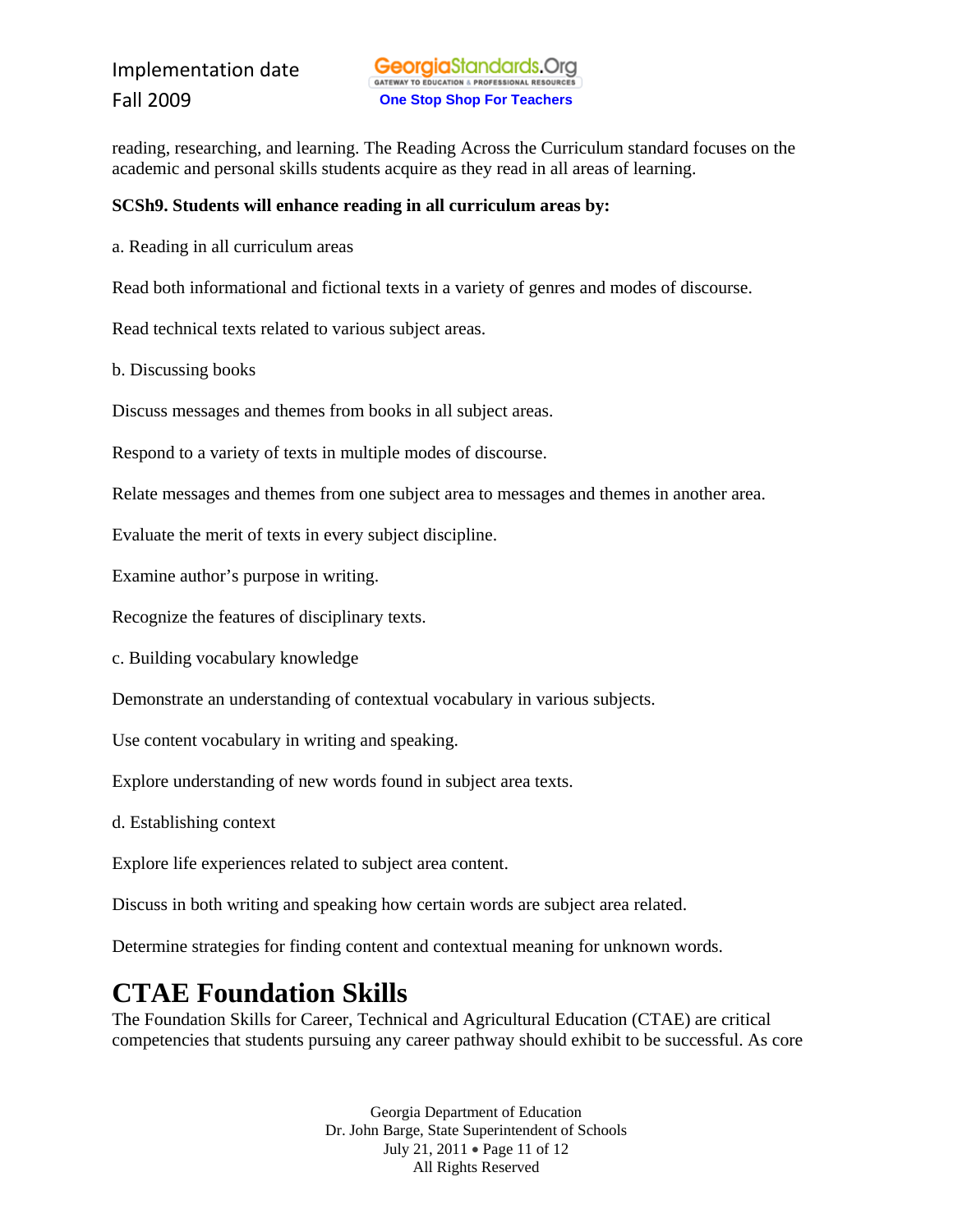reading, researching, and learning. The Reading Across the Curriculum standard focuses on the academic and personal skills students acquire as they read in all areas of learning.

**SCSh9. Students will enhance reading in all curriculum areas by:**

a. Reading in all curriculum areas

Read both informational and fictional texts in a variety of genres and modes of discourse.

Read technical texts related to various subject areas.

b. Discussing books

Discuss messages and themes from books in all subject areas.

Respond to a variety of texts in multiple modes of discourse.

Relate messages and themes from one subject area to messages and themes in another area.

Evaluate the merit of texts in every subject discipline.

Examine author's purpose in writing.

Recognize the features of disciplinary texts.

c. Building vocabulary knowledge

Demonstrate an understanding of contextual vocabulary in various subjects.

Use content vocabulary in writing and speaking.

Explore understanding of new words found in subject area texts.

d. Establishing context

Explore life experiences related to subject area content.

Discuss in both writing and speaking how certain words are subject area related.

Determine strategies for finding content and contextual meaning for unknown words.

# CTAE Foundation Skills

The Foundation Skills for Career, Technical and Agricultural Education (CTAE) are critical competencies that students pursuing any career pathway should exhibit to be successful. As core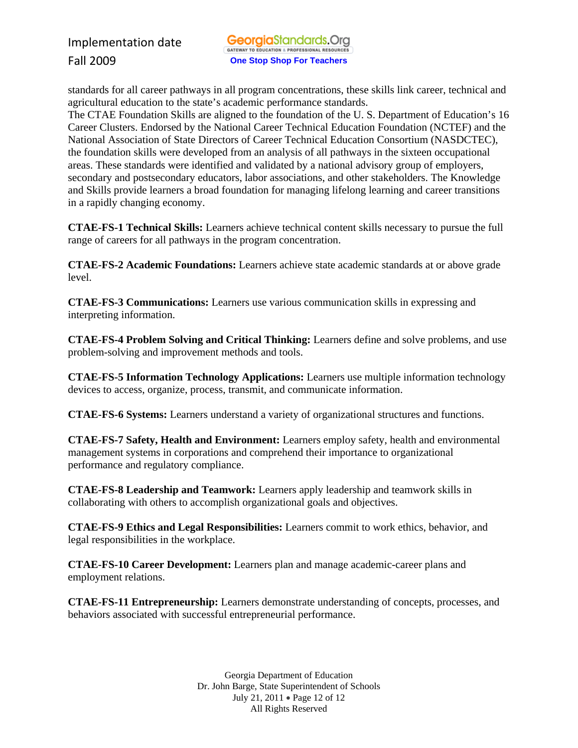standards for all career pathways in all program concentrations, these skills link career, technical and agricultural education to the state's academic performance standards.
The CTAE Foundation Skills are aligned to the foundation of the U. S. Department of Education's 16 Career Clusters. Endorsed by the National Career Technical Education Foundation (NCTEF) and the National Association of State Directors of Career Technical Education Consortium (NASDCTEC), the foundation skills were developed from an analysis of all pathways in the sixteen occupational areas. These standards were identified and validated by a national advisory group of employers, secondary and postsecondary educators, labor associations, and other stakeholders. The Knowledge and Skills provide learners a broad foundation for managing lifelong learning and career transitions in a rapidly changing economy.

**CTAE-FS-1 Technical Skills:** Learners achieve technical content skills necessary to pursue the full range of careers for all pathways in the program concentration.

**CTAE-FS-2 Academic Foundations:** Learners achieve state academic standards at or above grade level.

**CTAE-FS-3 Communications:** Learners use various communication skills in expressing and interpreting information.

**CTAE-FS-4 Problem Solving and Critical Thinking:** Learners define and solve problems, and use problem-solving and improvement methods and tools.

**CTAE-FS-5 Information Technology Applications:** Learners use multiple information technology devices to access, organize, process, transmit, and communicate information.

**CTAE-FS-6 Systems:** Learners understand a variety of organizational structures and functions.

**CTAE-FS-7 Safety, Health and Environment:** Learners employ safety, health and environmental management systems in corporations and comprehend their importance to organizational performance and regulatory compliance.

**CTAE-FS-8 Leadership and Teamwork:** Learners apply leadership and teamwork skills in collaborating with others to accomplish organizational goals and objectives.

**CTAE-FS-9 Ethics and Legal Responsibilities:** Learners commit to work ethics, behavior, and legal responsibilities in the workplace.

**CTAE-FS-10 Career Development:** Learners plan and manage academic-career plans and employment relations.

**CTAE-FS-11 Entrepreneurship:** Learners demonstrate understanding of concepts, processes, and behaviors associated with successful entrepreneurial performance.